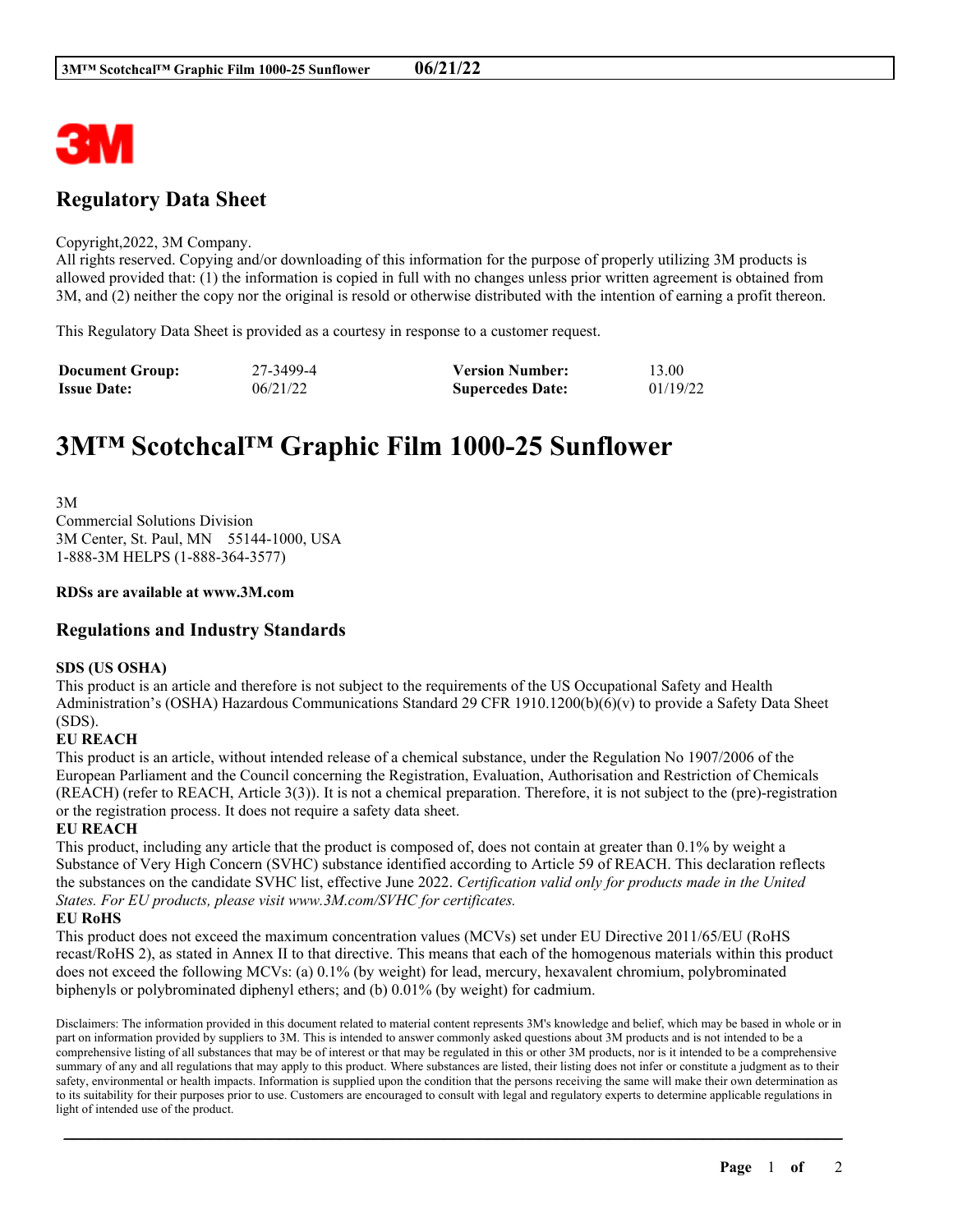## Regulatory Data Sheet

Copyright,2022, 3M Company.
All rights reserved. Copying and/or downloading of this information for the purpose of properly utilizing 3M products is allowed provided that: (1) the information is copied in full with no changes unless prior written agreement is obtained from 3M, and (2) neither the copy nor the original is resold or otherwise distributed with the intention of earning a profit thereon.

This Regulatory Data Sheet is provided as a courtesy in response to a customer request.

| **Document Group:** | 27-3499-4 | **Version Number:** | 13.00 |
|---|---|---|---|
| **Issue Date:** | 06/21/22 | **Supercedes Date:** | 01/19/22 |

# 3M™ Scotchcal™ Graphic Film 1000-25 Sunflower

3M
Commercial Solutions Division
3M Center, St. Paul, MN 55144-1000, USA
1-888-3M HELPS (1-888-364-3577)

**RDSs are available at www.3M.com**

## Regulations and Industry Standards

**SDS (US OSHA)**
This product is an article and therefore is not subject to the requirements of the US Occupational Safety and Health Administration's (OSHA) Hazardous Communications Standard 29 CFR 1910.1200(b)(6)(v) to provide a Safety Data Sheet (SDS).

**EU REACH**
This product is an article, without intended release of a chemical substance, under the Regulation No 1907/2006 of the European Parliament and the Council concerning the Registration, Evaluation, Authorisation and Restriction of Chemicals (REACH) (refer to REACH, Article 3(3)). It is not a chemical preparation. Therefore, it is not subject to the (pre)-registration or the registration process. It does not require a safety data sheet.

**EU REACH**
This product, including any article that the product is composed of, does not contain at greater than 0.1% by weight a Substance of Very High Concern (SVHC) substance identified according to Article 59 of REACH. This declaration reflects the substances on the candidate SVHC list, effective June 2022. *Certification valid only for products made in the United States. For EU products, please visit www.3M.com/SVHC for certificates.*

**EU RoHS**
This product does not exceed the maximum concentration values (MCVs) set under EU Directive 2011/65/EU (RoHS recast/RoHS 2), as stated in Annex II to that directive. This means that each of the homogenous materials within this product does not exceed the following MCVs: (a) 0.1% (by weight) for lead, mercury, hexavalent chromium, polybrominated biphenyls or polybrominated diphenyl ethers; and (b) 0.01% (by weight) for cadmium.

Disclaimers: The information provided in this document related to material content represents 3M's knowledge and belief, which may be based in whole or in part on information provided by suppliers to 3M. This is intended to answer commonly asked questions about 3M products and is not intended to be a comprehensive listing of all substances that may be of interest or that may be regulated in this or other 3M products, nor is it intended to be a comprehensive summary of any and all regulations that may apply to this product. Where substances are listed, their listing does not infer or constitute a judgment as to their safety, environmental or health impacts. Information is supplied upon the condition that the persons receiving the same will make their own determination as to its suitability for their purposes prior to use. Customers are encouraged to consult with legal and regulatory experts to determine applicable regulations in light of intended use of the product.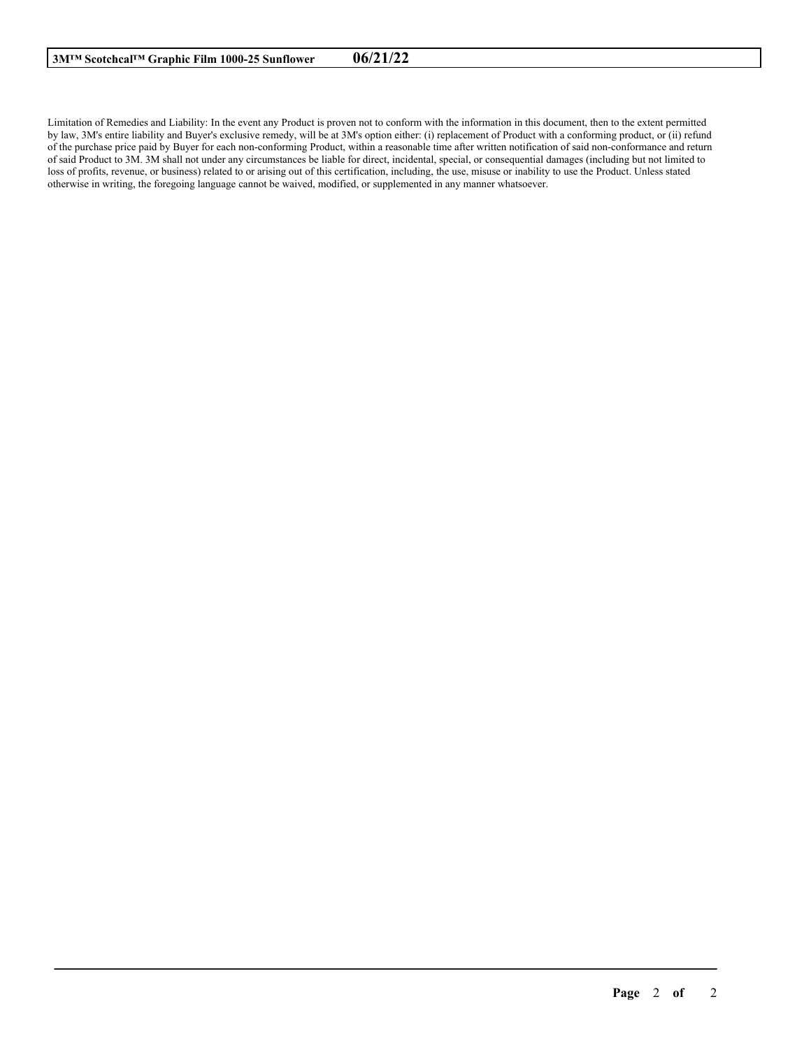Limitation of Remedies and Liability: In the event any Product is proven not to conform with the information in this document, then to the extent permitted by law, 3M's entire liability and Buyer's exclusive remedy, will be at 3M's option either: (i) replacement of Product with a conforming product, or (ii) refund of the purchase price paid by Buyer for each non-conforming Product, within a reasonable time after written notification of said non-conformance and return of said Product to 3M. 3M shall not under any circumstances be liable for direct, incidental, special, or consequential damages (including but not limited to loss of profits, revenue, or business) related to or arising out of this certification, including, the use, misuse or inability to use the Product. Unless stated otherwise in writing, the foregoing language cannot be waived, modified, or supplemented in any manner whatsoever.